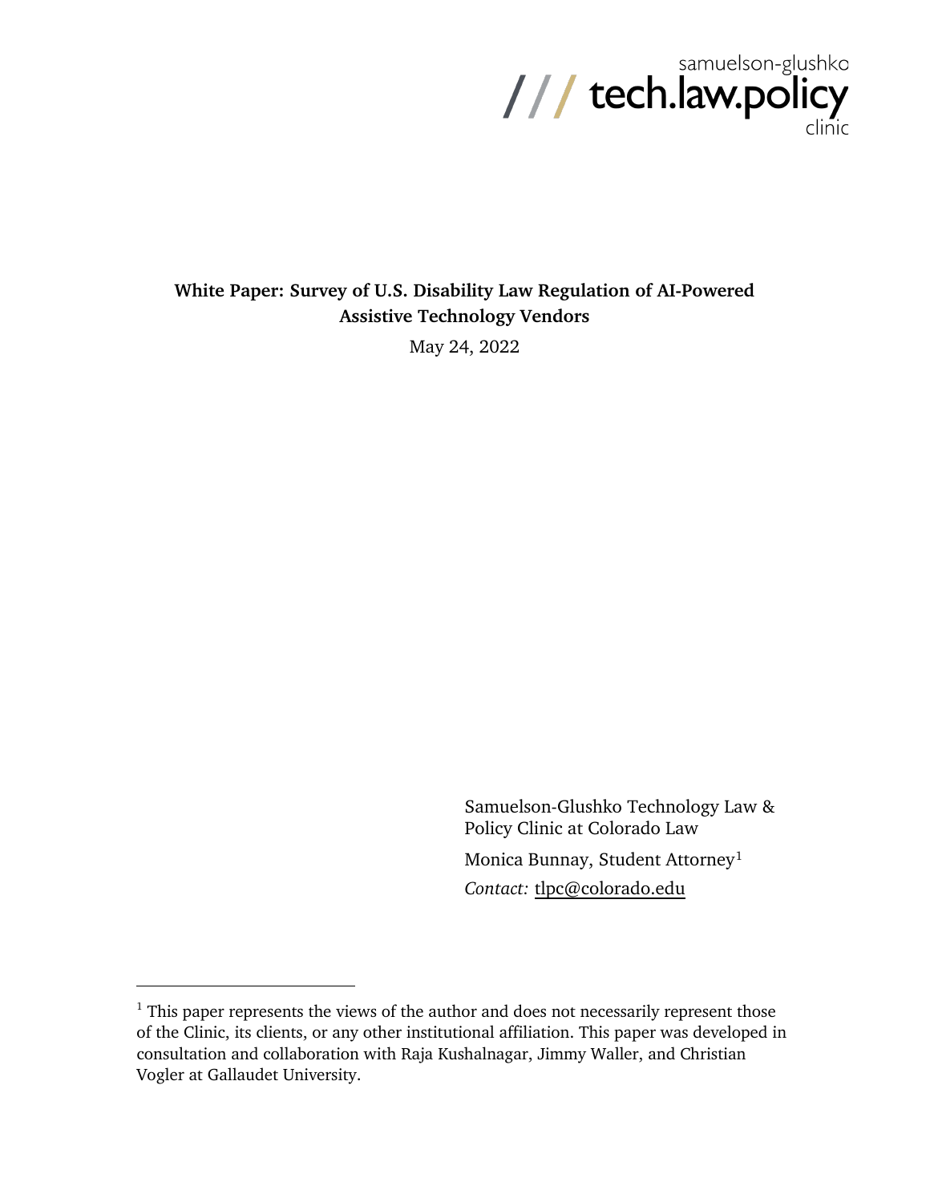samuelson-glushko
/// tech.law.policy
clinic

**White Paper: Survey of U.S. Disability Law Regulation of AI-Powered Assistive Technology Vendors**

May 24, 2022

Samuelson-Glushko Technology Law & Policy Clinic at Colorado Law

Monica Bunnay, Student Attorney[1]

*Contact:* tlpc@colorado.edu

[1] This paper represents the views of the author and does not necessarily represent those of the Clinic, its clients, or any other institutional affiliation. This paper was developed in consultation and collaboration with Raja Kushalnagar, Jimmy Waller, and Christian Vogler at Gallaudet University.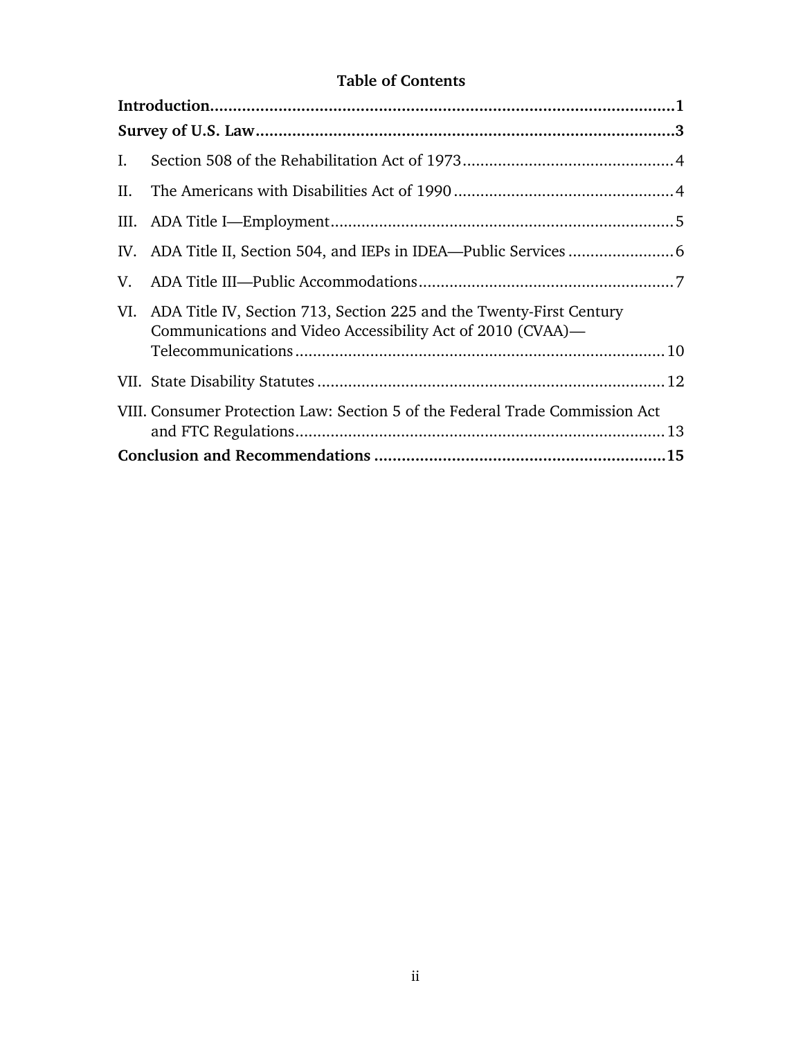# Table of Contents

**Introduction** ..... **1**

**Survey of U.S. Law** ..... **3**

I. Section 508 of the Rehabilitation Act of 1973 ..... 4

II. The Americans with Disabilities Act of 1990 ..... 4

III. ADA Title I—Employment ..... 5

IV. ADA Title II, Section 504, and IEPs in IDEA—Public Services ..... 6

V. ADA Title III—Public Accommodations ..... 7

VI. ADA Title IV, Section 713, Section 225 and the Twenty-First Century Communications and Video Accessibility Act of 2010 (CVAA)—Telecommunications ..... 10

VII. State Disability Statutes ..... 12

VIII. Consumer Protection Law: Section 5 of the Federal Trade Commission Act and FTC Regulations ..... 13

**Conclusion and Recommendations** ..... **15**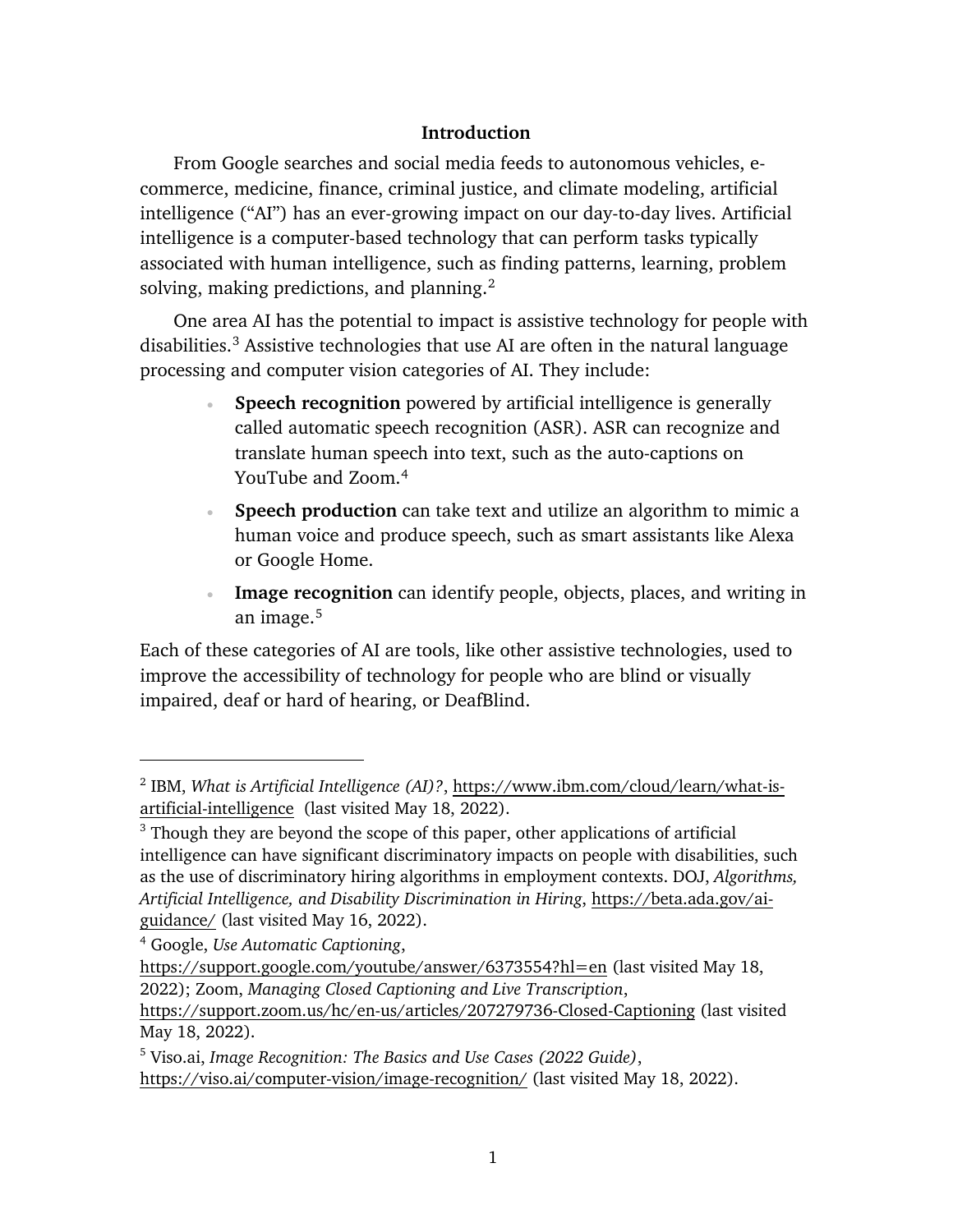## Introduction

From Google searches and social media feeds to autonomous vehicles, e-commerce, medicine, finance, criminal justice, and climate modeling, artificial intelligence ("AI") has an ever-growing impact on our day-to-day lives. Artificial intelligence is a computer-based technology that can perform tasks typically associated with human intelligence, such as finding patterns, learning, problem solving, making predictions, and planning.[2]

One area AI has the potential to impact is assistive technology for people with disabilities.[3] Assistive technologies that use AI are often in the natural language processing and computer vision categories of AI. They include:

- **Speech recognition** powered by artificial intelligence is generally called automatic speech recognition (ASR). ASR can recognize and translate human speech into text, such as the auto-captions on YouTube and Zoom.[4]
- **Speech production** can take text and utilize an algorithm to mimic a human voice and produce speech, such as smart assistants like Alexa or Google Home.
- **Image recognition** can identify people, objects, places, and writing in an image.[5]

Each of these categories of AI are tools, like other assistive technologies, used to improve the accessibility of technology for people who are blind or visually impaired, deaf or hard of hearing, or DeafBlind.

---

[2] IBM, *What is Artificial Intelligence (AI)?*, https://www.ibm.com/cloud/learn/what-is-artificial-intelligence (last visited May 18, 2022).

[3] Though they are beyond the scope of this paper, other applications of artificial intelligence can have significant discriminatory impacts on people with disabilities, such as the use of discriminatory hiring algorithms in employment contexts. DOJ, *Algorithms, Artificial Intelligence, and Disability Discrimination in Hiring*, https://beta.ada.gov/ai-guidance/ (last visited May 16, 2022).

[4] Google, *Use Automatic Captioning*, https://support.google.com/youtube/answer/6373554?hl=en (last visited May 18, 2022); Zoom, *Managing Closed Captioning and Live Transcription*, https://support.zoom.us/hc/en-us/articles/207279736-Closed-Captioning (last visited May 18, 2022).

[5] Viso.ai, *Image Recognition: The Basics and Use Cases (2022 Guide)*, https://viso.ai/computer-vision/image-recognition/ (last visited May 18, 2022).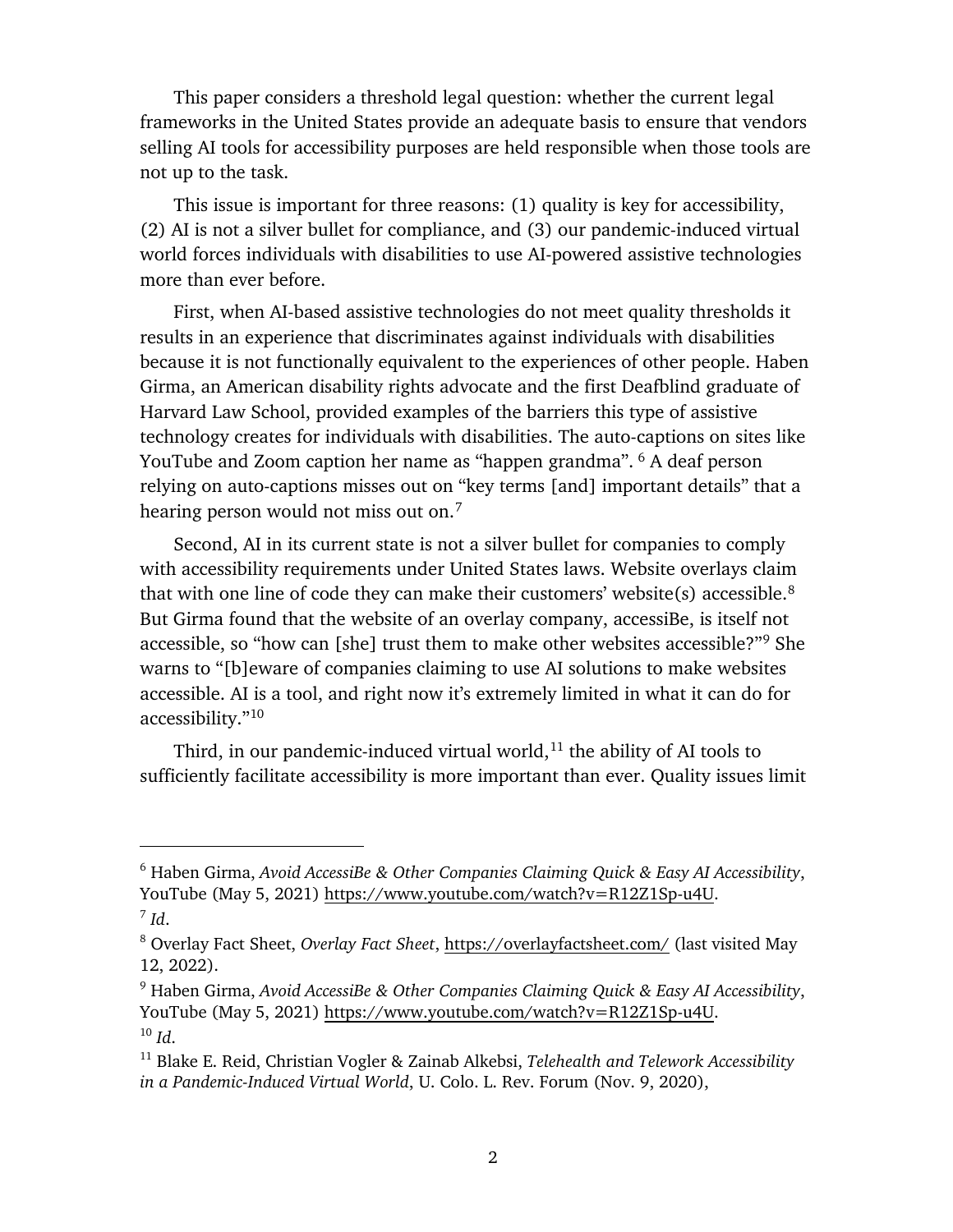This paper considers a threshold legal question: whether the current legal frameworks in the United States provide an adequate basis to ensure that vendors selling AI tools for accessibility purposes are held responsible when those tools are not up to the task.

This issue is important for three reasons: (1) quality is key for accessibility, (2) AI is not a silver bullet for compliance, and (3) our pandemic-induced virtual world forces individuals with disabilities to use AI-powered assistive technologies more than ever before.

First, when AI-based assistive technologies do not meet quality thresholds it results in an experience that discriminates against individuals with disabilities because it is not functionally equivalent to the experiences of other people. Haben Girma, an American disability rights advocate and the first Deafblind graduate of Harvard Law School, provided examples of the barriers this type of assistive technology creates for individuals with disabilities. The auto-captions on sites like YouTube and Zoom caption her name as "happen grandma". [6] A deaf person relying on auto-captions misses out on "key terms [and] important details" that a hearing person would not miss out on.[7]

Second, AI in its current state is not a silver bullet for companies to comply with accessibility requirements under United States laws. Website overlays claim that with one line of code they can make their customers' website(s) accessible.[8] But Girma found that the website of an overlay company, accessiBe, is itself not accessible, so "how can [she] trust them to make other websites accessible?"[9] She warns to "[b]eware of companies claiming to use AI solutions to make websites accessible. AI is a tool, and right now it's extremely limited in what it can do for accessibility."[10]

Third, in our pandemic-induced virtual world,[11] the ability of AI tools to sufficiently facilitate accessibility is more important than ever. Quality issues limit

---

[6] Haben Girma, *Avoid AccessiBe & Other Companies Claiming Quick & Easy AI Accessibility*, YouTube (May 5, 2021) https://www.youtube.com/watch?v=R12Z1Sp-u4U.

[7] *Id*.

[8] Overlay Fact Sheet, *Overlay Fact Sheet*, https://overlayfactsheet.com/ (last visited May 12, 2022).

[9] Haben Girma, *Avoid AccessiBe & Other Companies Claiming Quick & Easy AI Accessibility*, YouTube (May 5, 2021) https://www.youtube.com/watch?v=R12Z1Sp-u4U.

[10] *Id*.

[11] Blake E. Reid, Christian Vogler & Zainab Alkebsi, *Telehealth and Telework Accessibility in a Pandemic-Induced Virtual World*, U. Colo. L. Rev. Forum (Nov. 9, 2020),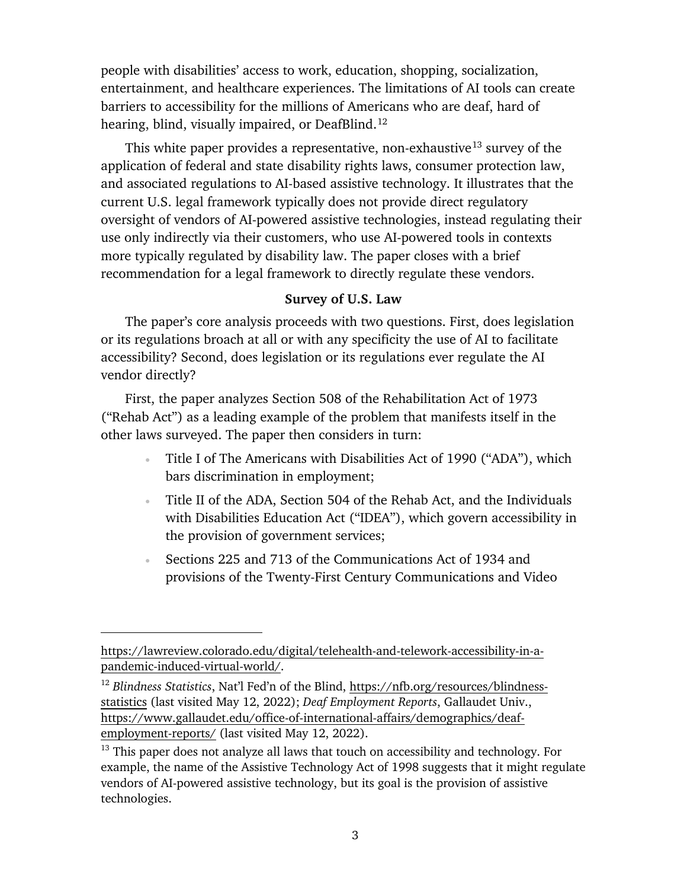people with disabilities' access to work, education, shopping, socialization, entertainment, and healthcare experiences. The limitations of AI tools can create barriers to accessibility for the millions of Americans who are deaf, hard of hearing, blind, visually impaired, or DeafBlind.[12]

This white paper provides a representative, non-exhaustive[13] survey of the application of federal and state disability rights laws, consumer protection law, and associated regulations to AI-based assistive technology. It illustrates that the current U.S. legal framework typically does not provide direct regulatory oversight of vendors of AI-powered assistive technologies, instead regulating their use only indirectly via their customers, who use AI-powered tools in contexts more typically regulated by disability law. The paper closes with a brief recommendation for a legal framework to directly regulate these vendors.

**Survey of U.S. Law**

The paper's core analysis proceeds with two questions. First, does legislation or its regulations broach at all or with any specificity the use of AI to facilitate accessibility? Second, does legislation or its regulations ever regulate the AI vendor directly?

First, the paper analyzes Section 508 of the Rehabilitation Act of 1973 ("Rehab Act") as a leading example of the problem that manifests itself in the other laws surveyed. The paper then considers in turn:

- Title I of The Americans with Disabilities Act of 1990 ("ADA"), which bars discrimination in employment;
- Title II of the ADA, Section 504 of the Rehab Act, and the Individuals with Disabilities Education Act ("IDEA"), which govern accessibility in the provision of government services;
- Sections 225 and 713 of the Communications Act of 1934 and provisions of the Twenty-First Century Communications and Video

---

https://lawreview.colorado.edu/digital/telehealth-and-telework-accessibility-in-a-pandemic-induced-virtual-world/.

[12] *Blindness Statistics*, Nat'l Fed'n of the Blind, https://nfb.org/resources/blindness-statistics (last visited May 12, 2022); *Deaf Employment Reports*, Gallaudet Univ., https://www.gallaudet.edu/office-of-international-affairs/demographics/deaf-employment-reports/ (last visited May 12, 2022).

[13] This paper does not analyze all laws that touch on accessibility and technology. For example, the name of the Assistive Technology Act of 1998 suggests that it might regulate vendors of AI-powered assistive technology, but its goal is the provision of assistive technologies.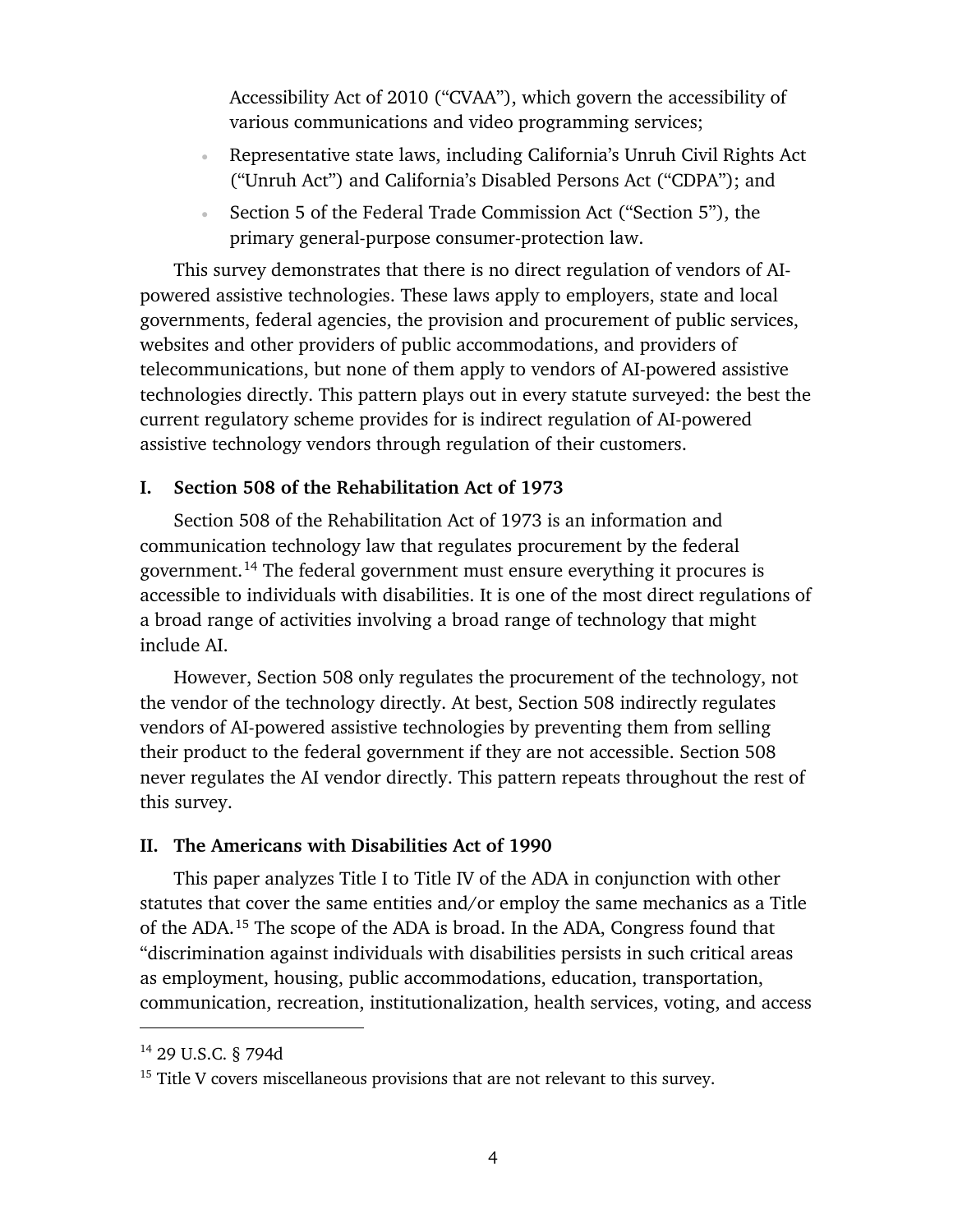Accessibility Act of 2010 ("CVAA"), which govern the accessibility of various communications and video programming services;

- Representative state laws, including California's Unruh Civil Rights Act ("Unruh Act") and California's Disabled Persons Act ("CDPA"); and
- Section 5 of the Federal Trade Commission Act ("Section 5"), the primary general-purpose consumer-protection law.

This survey demonstrates that there is no direct regulation of vendors of AI-powered assistive technologies. These laws apply to employers, state and local governments, federal agencies, the provision and procurement of public services, websites and other providers of public accommodations, and providers of telecommunications, but none of them apply to vendors of AI-powered assistive technologies directly. This pattern plays out in every statute surveyed: the best the current regulatory scheme provides for is indirect regulation of AI-powered assistive technology vendors through regulation of their customers.

## I. Section 508 of the Rehabilitation Act of 1973

Section 508 of the Rehabilitation Act of 1973 is an information and communication technology law that regulates procurement by the federal government.[14] The federal government must ensure everything it procures is accessible to individuals with disabilities. It is one of the most direct regulations of a broad range of activities involving a broad range of technology that might include AI.

However, Section 508 only regulates the procurement of the technology, not the vendor of the technology directly. At best, Section 508 indirectly regulates vendors of AI-powered assistive technologies by preventing them from selling their product to the federal government if they are not accessible. Section 508 never regulates the AI vendor directly. This pattern repeats throughout the rest of this survey.

## II. The Americans with Disabilities Act of 1990

This paper analyzes Title I to Title IV of the ADA in conjunction with other statutes that cover the same entities and/or employ the same mechanics as a Title of the ADA.[15] The scope of the ADA is broad. In the ADA, Congress found that "discrimination against individuals with disabilities persists in such critical areas as employment, housing, public accommodations, education, transportation, communication, recreation, institutionalization, health services, voting, and access

---

[14] 29 U.S.C. § 794d

[15] Title V covers miscellaneous provisions that are not relevant to this survey.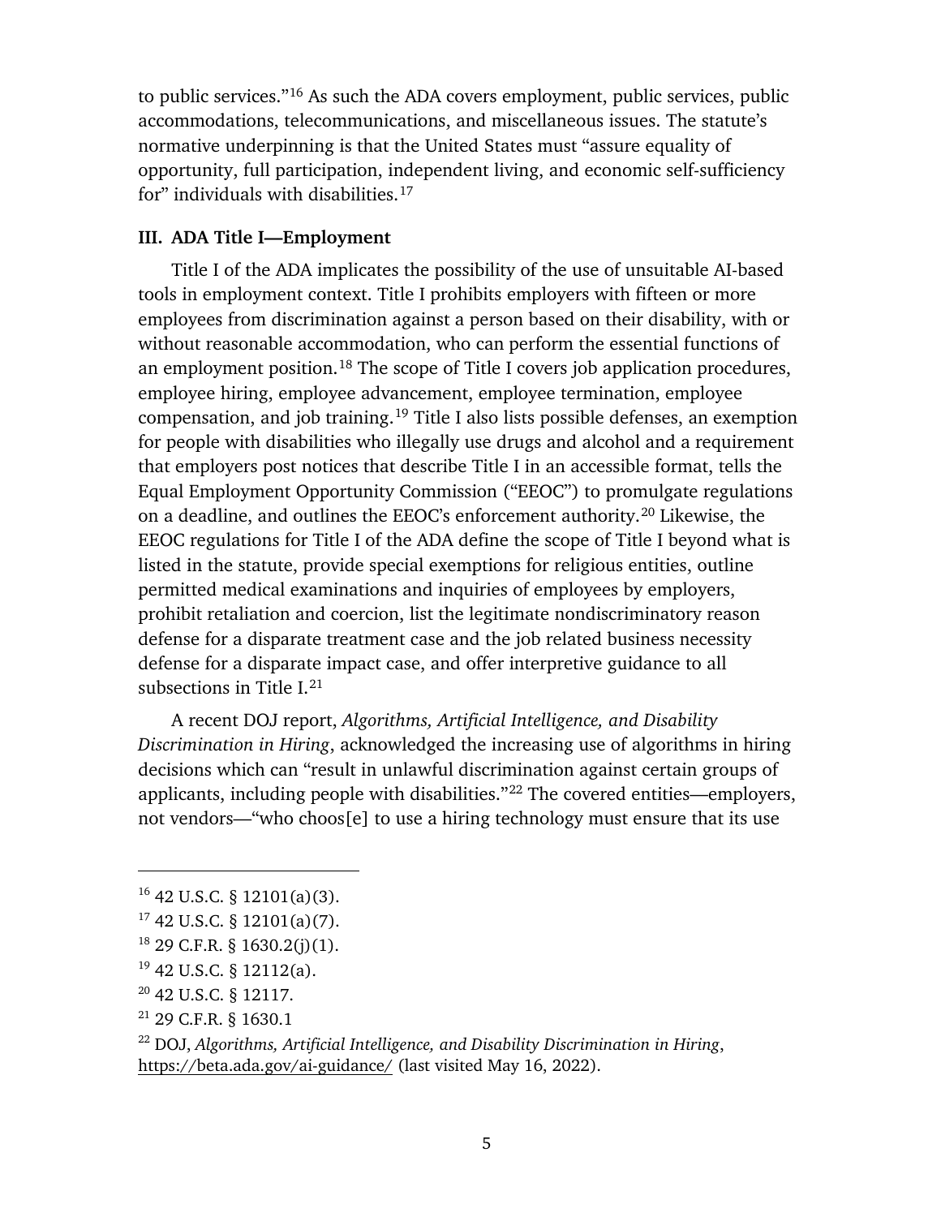to public services."[16] As such the ADA covers employment, public services, public accommodations, telecommunications, and miscellaneous issues. The statute's normative underpinning is that the United States must "assure equality of opportunity, full participation, independent living, and economic self-sufficiency for" individuals with disabilities.[17]

### III. ADA Title I—Employment

Title I of the ADA implicates the possibility of the use of unsuitable AI-based tools in employment context. Title I prohibits employers with fifteen or more employees from discrimination against a person based on their disability, with or without reasonable accommodation, who can perform the essential functions of an employment position.[18] The scope of Title I covers job application procedures, employee hiring, employee advancement, employee termination, employee compensation, and job training.[19] Title I also lists possible defenses, an exemption for people with disabilities who illegally use drugs and alcohol and a requirement that employers post notices that describe Title I in an accessible format, tells the Equal Employment Opportunity Commission ("EEOC") to promulgate regulations on a deadline, and outlines the EEOC's enforcement authority.[20] Likewise, the EEOC regulations for Title I of the ADA define the scope of Title I beyond what is listed in the statute, provide special exemptions for religious entities, outline permitted medical examinations and inquiries of employees by employers, prohibit retaliation and coercion, list the legitimate nondiscriminatory reason defense for a disparate treatment case and the job related business necessity defense for a disparate impact case, and offer interpretive guidance to all subsections in Title I.[21]

A recent DOJ report, *Algorithms, Artificial Intelligence, and Disability Discrimination in Hiring*, acknowledged the increasing use of algorithms in hiring decisions which can "result in unlawful discrimination against certain groups of applicants, including people with disabilities."[22] The covered entities—employers, not vendors—"who choos[e] to use a hiring technology must ensure that its use

---

[16] 42 U.S.C. § 12101(a)(3).

[17] 42 U.S.C. § 12101(a)(7).

[18] 29 C.F.R. § 1630.2(j)(1).

[19] 42 U.S.C. § 12112(a).

[20] 42 U.S.C. § 12117.

[21] 29 C.F.R. § 1630.1

[22] DOJ, *Algorithms, Artificial Intelligence, and Disability Discrimination in Hiring*, https://beta.ada.gov/ai-guidance/ (last visited May 16, 2022).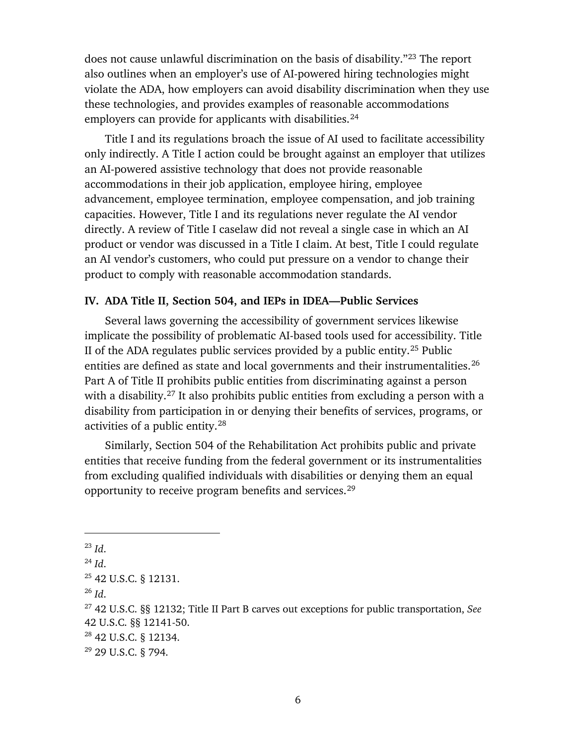does not cause unlawful discrimination on the basis of disability."[23] The report also outlines when an employer's use of AI-powered hiring technologies might violate the ADA, how employers can avoid disability discrimination when they use these technologies, and provides examples of reasonable accommodations employers can provide for applicants with disabilities.[24]

Title I and its regulations broach the issue of AI used to facilitate accessibility only indirectly. A Title I action could be brought against an employer that utilizes an AI-powered assistive technology that does not provide reasonable accommodations in their job application, employee hiring, employee advancement, employee termination, employee compensation, and job training capacities. However, Title I and its regulations never regulate the AI vendor directly. A review of Title I caselaw did not reveal a single case in which an AI product or vendor was discussed in a Title I claim. At best, Title I could regulate an AI vendor's customers, who could put pressure on a vendor to change their product to comply with reasonable accommodation standards.

### IV. ADA Title II, Section 504, and IEPs in IDEA—Public Services

Several laws governing the accessibility of government services likewise implicate the possibility of problematic AI-based tools used for accessibility. Title II of the ADA regulates public services provided by a public entity.[25] Public entities are defined as state and local governments and their instrumentalities.[26] Part A of Title II prohibits public entities from discriminating against a person with a disability.[27] It also prohibits public entities from excluding a person with a disability from participation in or denying their benefits of services, programs, or activities of a public entity.[28]

Similarly, Section 504 of the Rehabilitation Act prohibits public and private entities that receive funding from the federal government or its instrumentalities from excluding qualified individuals with disabilities or denying them an equal opportunity to receive program benefits and services.[29]

---

[23] *Id*.

[24] *Id*.

[25] 42 U.S.C. § 12131.

[26] *Id*.

[27] 42 U.S.C. §§ 12132; Title II Part B carves out exceptions for public transportation, *See* 42 U.S.C. §§ 12141-50.

[28] 42 U.S.C. § 12134.

[29] 29 U.S.C. § 794.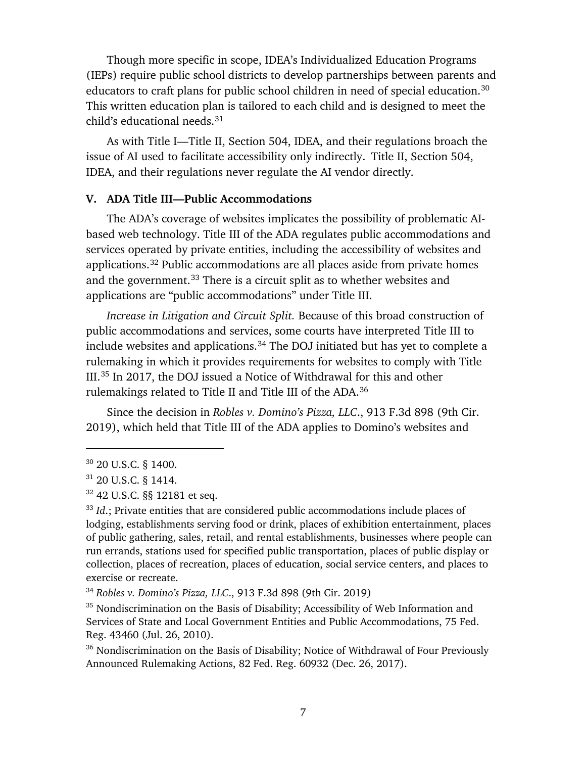Though more specific in scope, IDEA's Individualized Education Programs (IEPs) require public school districts to develop partnerships between parents and educators to craft plans for public school children in need of special education.[30] This written education plan is tailored to each child and is designed to meet the child's educational needs.[31]

As with Title I—Title II, Section 504, IDEA, and their regulations broach the issue of AI used to facilitate accessibility only indirectly. Title II, Section 504, IDEA, and their regulations never regulate the AI vendor directly.

### V. ADA Title III—Public Accommodations

The ADA's coverage of websites implicates the possibility of problematic AI-based web technology. Title III of the ADA regulates public accommodations and services operated by private entities, including the accessibility of websites and applications.[32] Public accommodations are all places aside from private homes and the government.[33] There is a circuit split as to whether websites and applications are "public accommodations" under Title III.

*Increase in Litigation and Circuit Split.* Because of this broad construction of public accommodations and services, some courts have interpreted Title III to include websites and applications.[34] The DOJ initiated but has yet to complete a rulemaking in which it provides requirements for websites to comply with Title III.[35] In 2017, the DOJ issued a Notice of Withdrawal for this and other rulemakings related to Title II and Title III of the ADA.[36]

Since the decision in *Robles v. Domino's Pizza, LLC*., 913 F.3d 898 (9th Cir. 2019), which held that Title III of the ADA applies to Domino's websites and

---

[30] 20 U.S.C. § 1400.

[31] 20 U.S.C. § 1414.

[32] 42 U.S.C. §§ 12181 et seq.

[33] *Id.*; Private entities that are considered public accommodations include places of lodging, establishments serving food or drink, places of exhibition entertainment, places of public gathering, sales, retail, and rental establishments, businesses where people can run errands, stations used for specified public transportation, places of public display or collection, places of recreation, places of education, social service centers, and places to exercise or recreate.

[34] *Robles v. Domino's Pizza, LLC*., 913 F.3d 898 (9th Cir. 2019)

[35] Nondiscrimination on the Basis of Disability; Accessibility of Web Information and Services of State and Local Government Entities and Public Accommodations, 75 Fed. Reg. 43460 (Jul. 26, 2010).

[36] Nondiscrimination on the Basis of Disability; Notice of Withdrawal of Four Previously Announced Rulemaking Actions, 82 Fed. Reg. 60932 (Dec. 26, 2017).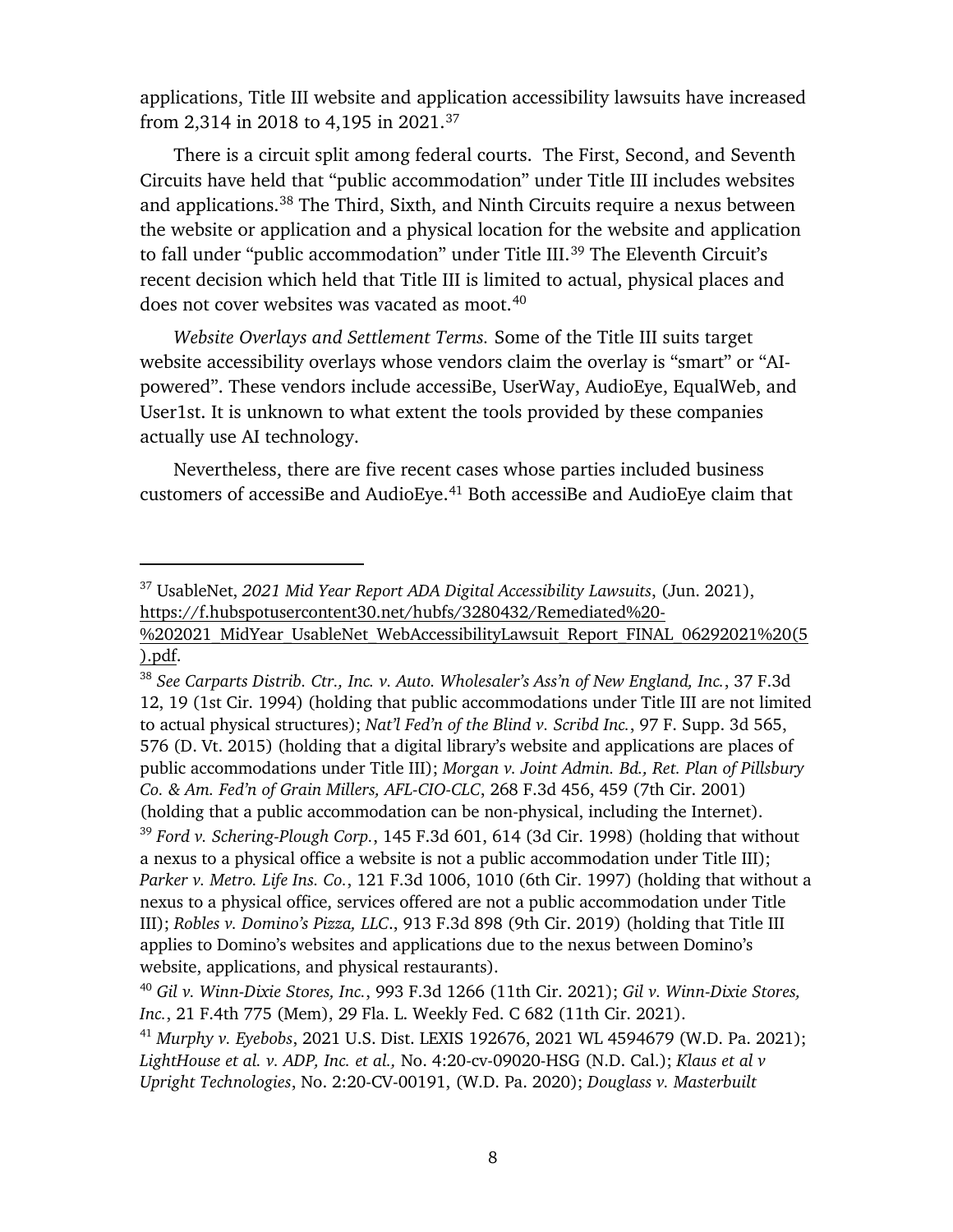applications, Title III website and application accessibility lawsuits have increased from 2,314 in 2018 to 4,195 in 2021.[37]

There is a circuit split among federal courts. The First, Second, and Seventh Circuits have held that "public accommodation" under Title III includes websites and applications.[38] The Third, Sixth, and Ninth Circuits require a nexus between the website or application and a physical location for the website and application to fall under "public accommodation" under Title III.[39] The Eleventh Circuit's recent decision which held that Title III is limited to actual, physical places and does not cover websites was vacated as moot.[40]

*Website Overlays and Settlement Terms.* Some of the Title III suits target website accessibility overlays whose vendors claim the overlay is "smart" or "AI-powered". These vendors include accessiBe, UserWay, AudioEye, EqualWeb, and User1st. It is unknown to what extent the tools provided by these companies actually use AI technology.

Nevertheless, there are five recent cases whose parties included business customers of accessiBe and AudioEye.[41] Both accessiBe and AudioEye claim that

---

[37] UsableNet, *2021 Mid Year Report ADA Digital Accessibility Lawsuits*, (Jun. 2021), https://f.hubspotusercontent30.net/hubfs/3280432/Remediated%20-%202021_MidYear_UsableNet_WebAccessibilityLawsuit_Report_FINAL_06292021%20(5).pdf.

[38] *See Carparts Distrib. Ctr., Inc. v. Auto. Wholesaler's Ass'n of New England, Inc.*, 37 F.3d 12, 19 (1st Cir. 1994) (holding that public accommodations under Title III are not limited to actual physical structures); *Nat'l Fed'n of the Blind v. Scribd Inc.*, 97 F. Supp. 3d 565, 576 (D. Vt. 2015) (holding that a digital library's website and applications are places of public accommodations under Title III); *Morgan v. Joint Admin. Bd., Ret. Plan of Pillsbury Co. & Am. Fed'n of Grain Millers, AFL-CIO-CLC*, 268 F.3d 456, 459 (7th Cir. 2001) (holding that a public accommodation can be non-physical, including the Internet).

[39] *Ford v. Schering-Plough Corp.*, 145 F.3d 601, 614 (3d Cir. 1998) (holding that without a nexus to a physical office a website is not a public accommodation under Title III); *Parker v. Metro. Life Ins. Co.*, 121 F.3d 1006, 1010 (6th Cir. 1997) (holding that without a nexus to a physical office, services offered are not a public accommodation under Title III); *Robles v. Domino's Pizza, LLC.*, 913 F.3d 898 (9th Cir. 2019) (holding that Title III applies to Domino's websites and applications due to the nexus between Domino's website, applications, and physical restaurants).

[40] *Gil v. Winn-Dixie Stores, Inc.*, 993 F.3d 1266 (11th Cir. 2021); *Gil v. Winn-Dixie Stores, Inc.*, 21 F.4th 775 (Mem), 29 Fla. L. Weekly Fed. C 682 (11th Cir. 2021).

[41] *Murphy v. Eyebobs*, 2021 U.S. Dist. LEXIS 192676, 2021 WL 4594679 (W.D. Pa. 2021); *LightHouse et al. v. ADP, Inc. et al.,* No. 4:20-cv-09020-HSG (N.D. Cal.); *Klaus et al v Upright Technologies*, No. 2:20-CV-00191, (W.D. Pa. 2020); *Douglass v. Masterbuilt*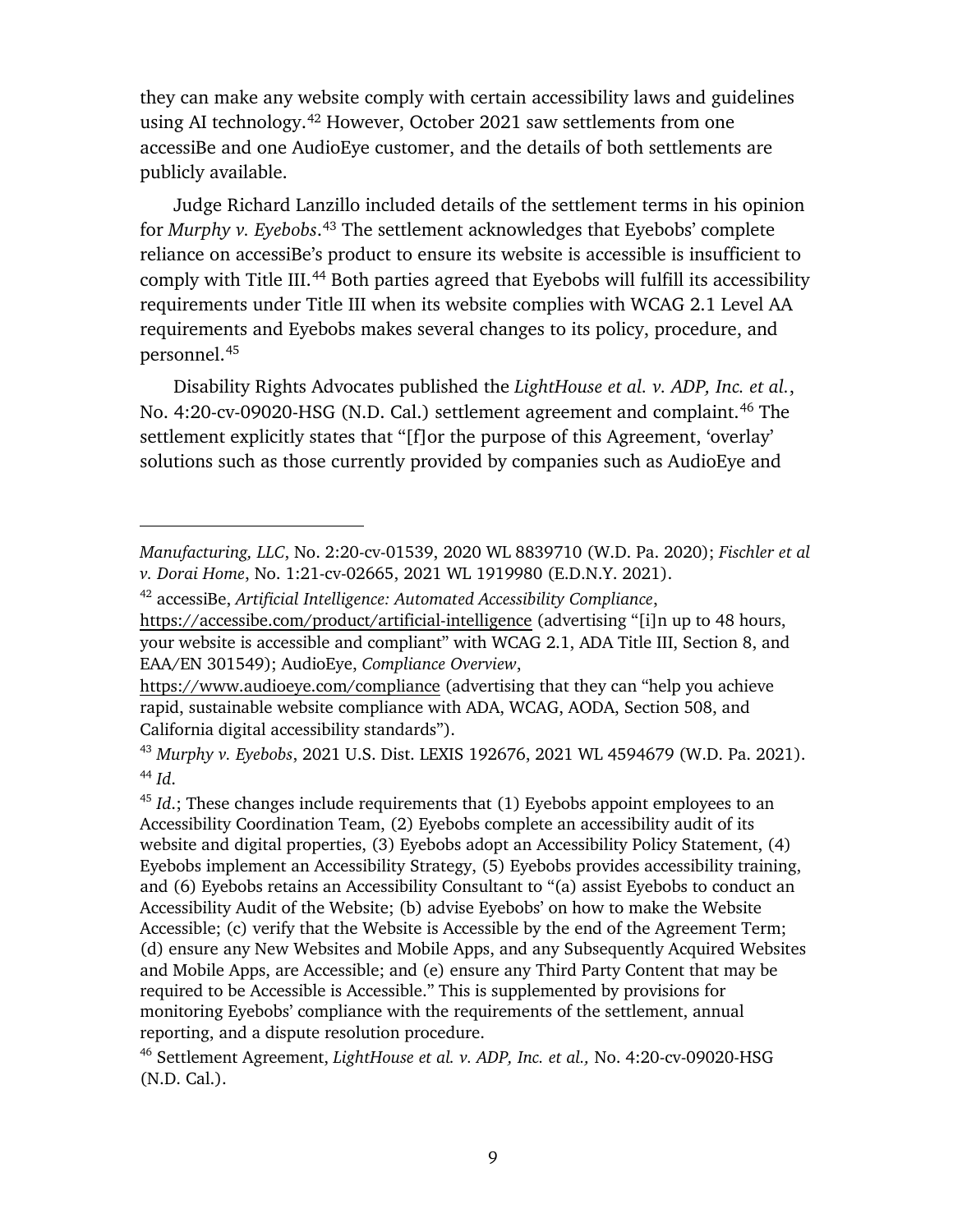they can make any website comply with certain accessibility laws and guidelines using AI technology.[42] However, October 2021 saw settlements from one accessiBe and one AudioEye customer, and the details of both settlements are publicly available.

Judge Richard Lanzillo included details of the settlement terms in his opinion for *Murphy v. Eyebobs*.[43] The settlement acknowledges that Eyebobs' complete reliance on accessiBe's product to ensure its website is accessible is insufficient to comply with Title III.[44] Both parties agreed that Eyebobs will fulfill its accessibility requirements under Title III when its website complies with WCAG 2.1 Level AA requirements and Eyebobs makes several changes to its policy, procedure, and personnel.[45]

Disability Rights Advocates published the *LightHouse et al. v. ADP, Inc. et al.*, No. 4:20-cv-09020-HSG (N.D. Cal.) settlement agreement and complaint.[46] The settlement explicitly states that "[f]or the purpose of this Agreement, 'overlay' solutions such as those currently provided by companies such as AudioEye and

---

*Manufacturing, LLC*, No. 2:20-cv-01539, 2020 WL 8839710 (W.D. Pa. 2020); *Fischler et al v. Dorai Home*, No. 1:21-cv-02665, 2021 WL 1919980 (E.D.N.Y. 2021).

[42] accessiBe, *Artificial Intelligence: Automated Accessibility Compliance*, https://accessibe.com/product/artificial-intelligence (advertising "[i]n up to 48 hours, your website is accessible and compliant" with WCAG 2.1, ADA Title III, Section 8, and EAA/EN 301549); AudioEye, *Compliance Overview*, https://www.audioeye.com/compliance (advertising that they can "help you achieve rapid, sustainable website compliance with ADA, WCAG, AODA, Section 508, and California digital accessibility standards").

[43] *Murphy v. Eyebobs*, 2021 U.S. Dist. LEXIS 192676, 2021 WL 4594679 (W.D. Pa. 2021).

[44] *Id*.

[45] *Id*.; These changes include requirements that (1) Eyebobs appoint employees to an Accessibility Coordination Team, (2) Eyebobs complete an accessibility audit of its website and digital properties, (3) Eyebobs adopt an Accessibility Policy Statement, (4) Eyebobs implement an Accessibility Strategy, (5) Eyebobs provides accessibility training, and (6) Eyebobs retains an Accessibility Consultant to "(a) assist Eyebobs to conduct an Accessibility Audit of the Website; (b) advise Eyebobs' on how to make the Website Accessible; (c) verify that the Website is Accessible by the end of the Agreement Term; (d) ensure any New Websites and Mobile Apps, and any Subsequently Acquired Websites and Mobile Apps, are Accessible; and (e) ensure any Third Party Content that may be required to be Accessible is Accessible." This is supplemented by provisions for monitoring Eyebobs' compliance with the requirements of the settlement, annual reporting, and a dispute resolution procedure.

[46] Settlement Agreement, *LightHouse et al. v. ADP, Inc. et al.,* No. 4:20-cv-09020-HSG (N.D. Cal.).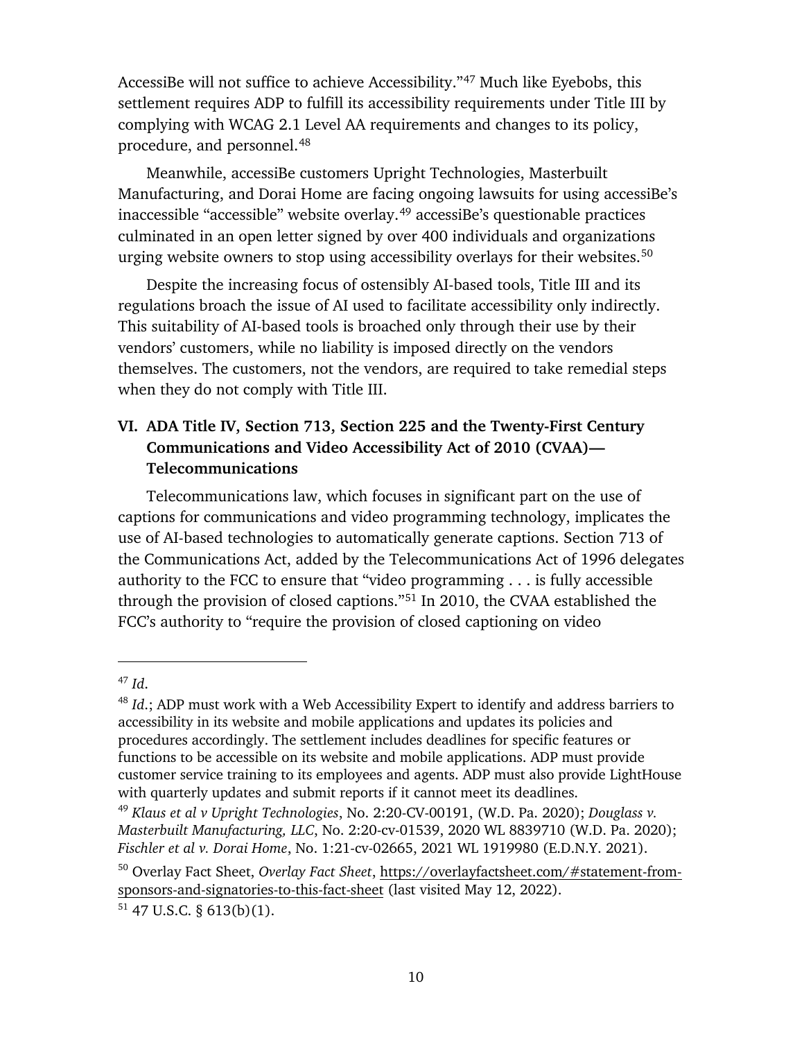AccessiBe will not suffice to achieve Accessibility."[47] Much like Eyebobs, this settlement requires ADP to fulfill its accessibility requirements under Title III by complying with WCAG 2.1 Level AA requirements and changes to its policy, procedure, and personnel.[48]

Meanwhile, accessiBe customers Upright Technologies, Masterbuilt Manufacturing, and Dorai Home are facing ongoing lawsuits for using accessiBe's inaccessible "accessible" website overlay.[49] accessiBe's questionable practices culminated in an open letter signed by over 400 individuals and organizations urging website owners to stop using accessibility overlays for their websites.[50]

Despite the increasing focus of ostensibly AI-based tools, Title III and its regulations broach the issue of AI used to facilitate accessibility only indirectly. This suitability of AI-based tools is broached only through their use by their vendors' customers, while no liability is imposed directly on the vendors themselves. The customers, not the vendors, are required to take remedial steps when they do not comply with Title III.

## VI. ADA Title IV, Section 713, Section 225 and the Twenty-First Century Communications and Video Accessibility Act of 2010 (CVAA)—Telecommunications

Telecommunications law, which focuses in significant part on the use of captions for communications and video programming technology, implicates the use of AI-based technologies to automatically generate captions. Section 713 of the Communications Act, added by the Telecommunications Act of 1996 delegates authority to the FCC to ensure that "video programming . . . is fully accessible through the provision of closed captions."[51] In 2010, the CVAA established the FCC's authority to "require the provision of closed captioning on video

---

[47] *Id.*

[48] *Id.*; ADP must work with a Web Accessibility Expert to identify and address barriers to accessibility in its website and mobile applications and updates its policies and procedures accordingly. The settlement includes deadlines for specific features or functions to be accessible on its website and mobile applications. ADP must provide customer service training to its employees and agents. ADP must also provide LightHouse with quarterly updates and submit reports if it cannot meet its deadlines.

[49] *Klaus et al v Upright Technologies*, No. 2:20-CV-00191, (W.D. Pa. 2020); *Douglass v. Masterbuilt Manufacturing, LLC*, No. 2:20-cv-01539, 2020 WL 8839710 (W.D. Pa. 2020); *Fischler et al v. Dorai Home*, No. 1:21-cv-02665, 2021 WL 1919980 (E.D.N.Y. 2021).

[50] Overlay Fact Sheet, *Overlay Fact Sheet*, https://overlayfactsheet.com/#statement-from-sponsors-and-signatories-to-this-fact-sheet (last visited May 12, 2022).

[51] 47 U.S.C. § 613(b)(1).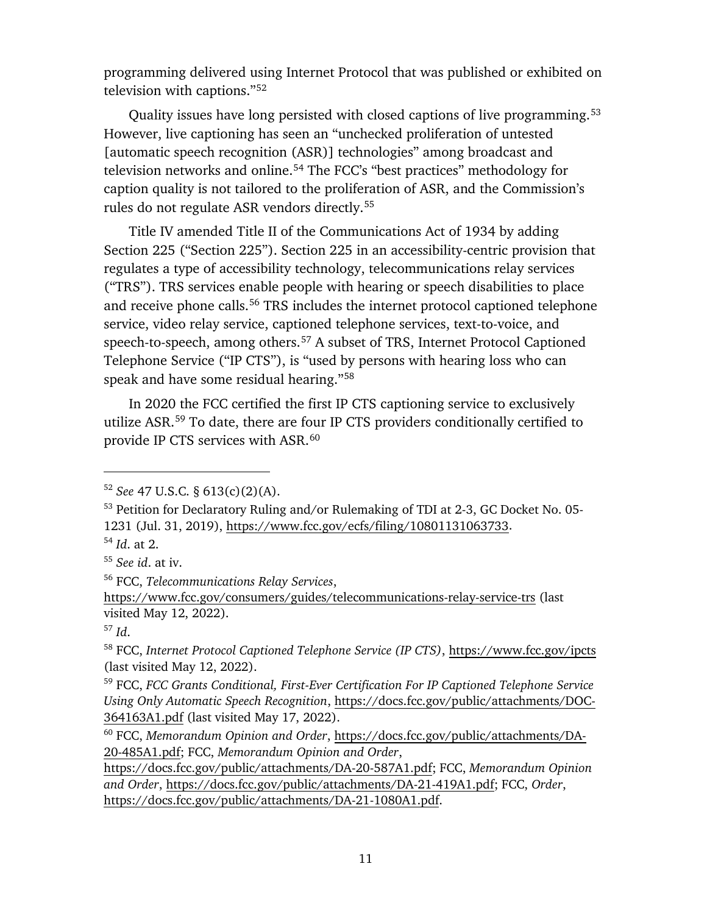programming delivered using Internet Protocol that was published or exhibited on television with captions."[52]

Quality issues have long persisted with closed captions of live programming.[53] However, live captioning has seen an "unchecked proliferation of untested [automatic speech recognition (ASR)] technologies" among broadcast and television networks and online.[54] The FCC's "best practices" methodology for caption quality is not tailored to the proliferation of ASR, and the Commission's rules do not regulate ASR vendors directly.[55]

Title IV amended Title II of the Communications Act of 1934 by adding Section 225 ("Section 225"). Section 225 in an accessibility-centric provision that regulates a type of accessibility technology, telecommunications relay services ("TRS"). TRS services enable people with hearing or speech disabilities to place and receive phone calls.[56] TRS includes the internet protocol captioned telephone service, video relay service, captioned telephone services, text-to-voice, and speech-to-speech, among others.[57] A subset of TRS, Internet Protocol Captioned Telephone Service ("IP CTS"), is "used by persons with hearing loss who can speak and have some residual hearing."[58]

In 2020 the FCC certified the first IP CTS captioning service to exclusively utilize ASR.[59] To date, there are four IP CTS providers conditionally certified to provide IP CTS services with ASR.[60]

---

[52] *See* 47 U.S.C. § 613(c)(2)(A).

[53] Petition for Declaratory Ruling and/or Rulemaking of TDI at 2-3, GC Docket No. 05-1231 (Jul. 31, 2019), https://www.fcc.gov/ecfs/filing/10801131063733.

[54] *Id.* at 2.

[55] *See id.* at iv.

[56] FCC, *Telecommunications Relay Services*, https://www.fcc.gov/consumers/guides/telecommunications-relay-service-trs (last visited May 12, 2022).

[57] *Id.*

[58] FCC, *Internet Protocol Captioned Telephone Service (IP CTS)*, https://www.fcc.gov/ipcts (last visited May 12, 2022).

[59] FCC, *FCC Grants Conditional, First-Ever Certification For IP Captioned Telephone Service Using Only Automatic Speech Recognition*, https://docs.fcc.gov/public/attachments/DOC-364163A1.pdf (last visited May 17, 2022).

[60] FCC, *Memorandum Opinion and Order*, https://docs.fcc.gov/public/attachments/DA-20-485A1.pdf; FCC, *Memorandum Opinion and Order*, https://docs.fcc.gov/public/attachments/DA-20-587A1.pdf; FCC, *Memorandum Opinion and Order*, https://docs.fcc.gov/public/attachments/DA-21-419A1.pdf; FCC, *Order*, https://docs.fcc.gov/public/attachments/DA-21-1080A1.pdf.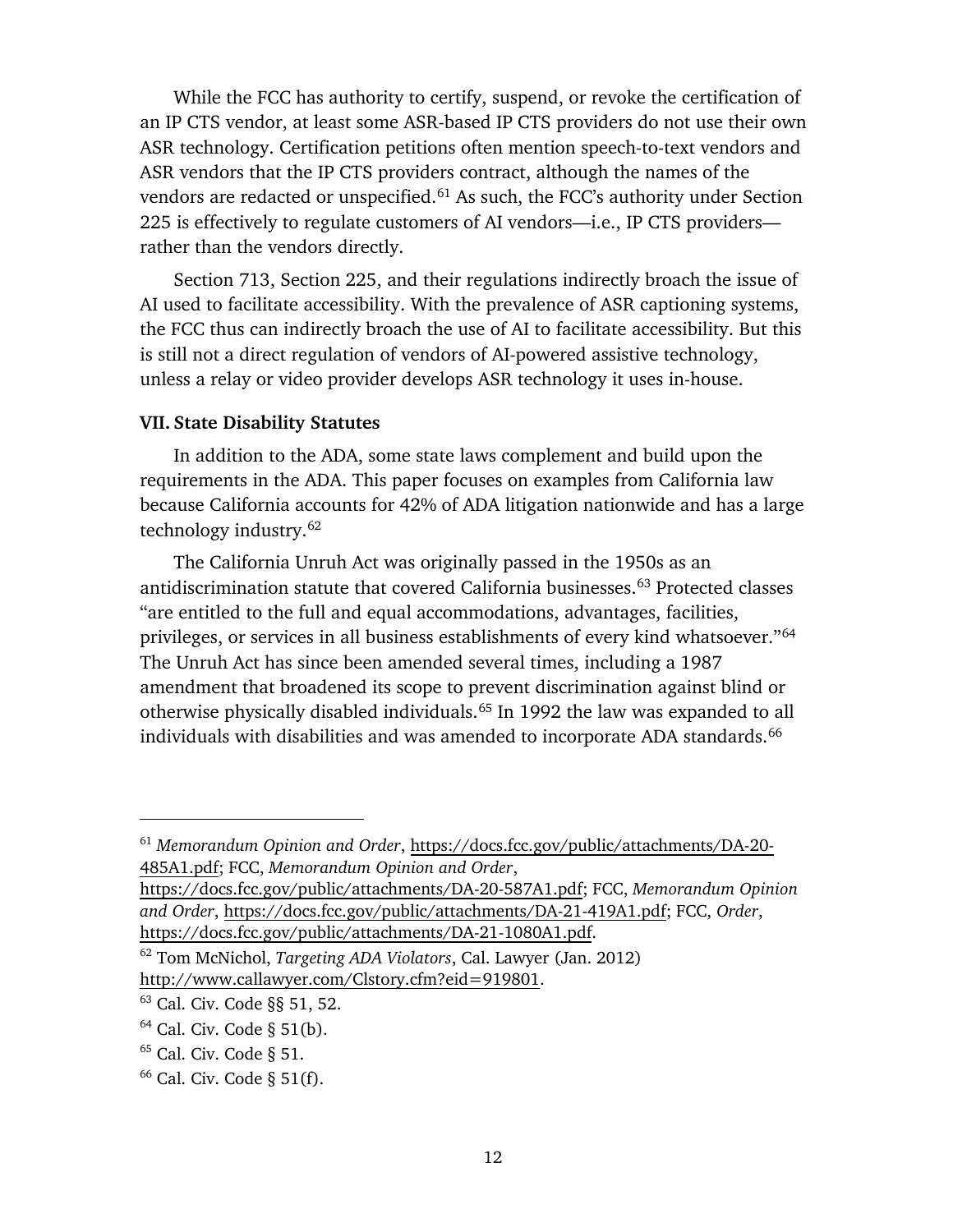While the FCC has authority to certify, suspend, or revoke the certification of an IP CTS vendor, at least some ASR-based IP CTS providers do not use their own ASR technology. Certification petitions often mention speech-to-text vendors and ASR vendors that the IP CTS providers contract, although the names of the vendors are redacted or unspecified.[61] As such, the FCC's authority under Section 225 is effectively to regulate customers of AI vendors—i.e., IP CTS providers—rather than the vendors directly.

Section 713, Section 225, and their regulations indirectly broach the issue of AI used to facilitate accessibility. With the prevalence of ASR captioning systems, the FCC thus can indirectly broach the use of AI to facilitate accessibility. But this is still not a direct regulation of vendors of AI-powered assistive technology, unless a relay or video provider develops ASR technology it uses in-house.

### VII. State Disability Statutes

In addition to the ADA, some state laws complement and build upon the requirements in the ADA. This paper focuses on examples from California law because California accounts for 42% of ADA litigation nationwide and has a large technology industry.[62]

The California Unruh Act was originally passed in the 1950s as an antidiscrimination statute that covered California businesses.[63] Protected classes "are entitled to the full and equal accommodations, advantages, facilities, privileges, or services in all business establishments of every kind whatsoever."[64] The Unruh Act has since been amended several times, including a 1987 amendment that broadened its scope to prevent discrimination against blind or otherwise physically disabled individuals.[65] In 1992 the law was expanded to all individuals with disabilities and was amended to incorporate ADA standards.[66]

---

[61] *Memorandum Opinion and Order*, https://docs.fcc.gov/public/attachments/DA-20-485A1.pdf; FCC, *Memorandum Opinion and Order*, https://docs.fcc.gov/public/attachments/DA-20-587A1.pdf; FCC, *Memorandum Opinion and Order*, https://docs.fcc.gov/public/attachments/DA-21-419A1.pdf; FCC, *Order*, https://docs.fcc.gov/public/attachments/DA-21-1080A1.pdf.

[62] Tom McNichol, *Targeting ADA Violators*, Cal. Lawyer (Jan. 2012) http://www.callawyer.com/Clstory.cfm?eid=919801.

[63] Cal. Civ. Code §§ 51, 52.

[64] Cal. Civ. Code § 51(b).

[65] Cal. Civ. Code § 51.

[66] Cal. Civ. Code § 51(f).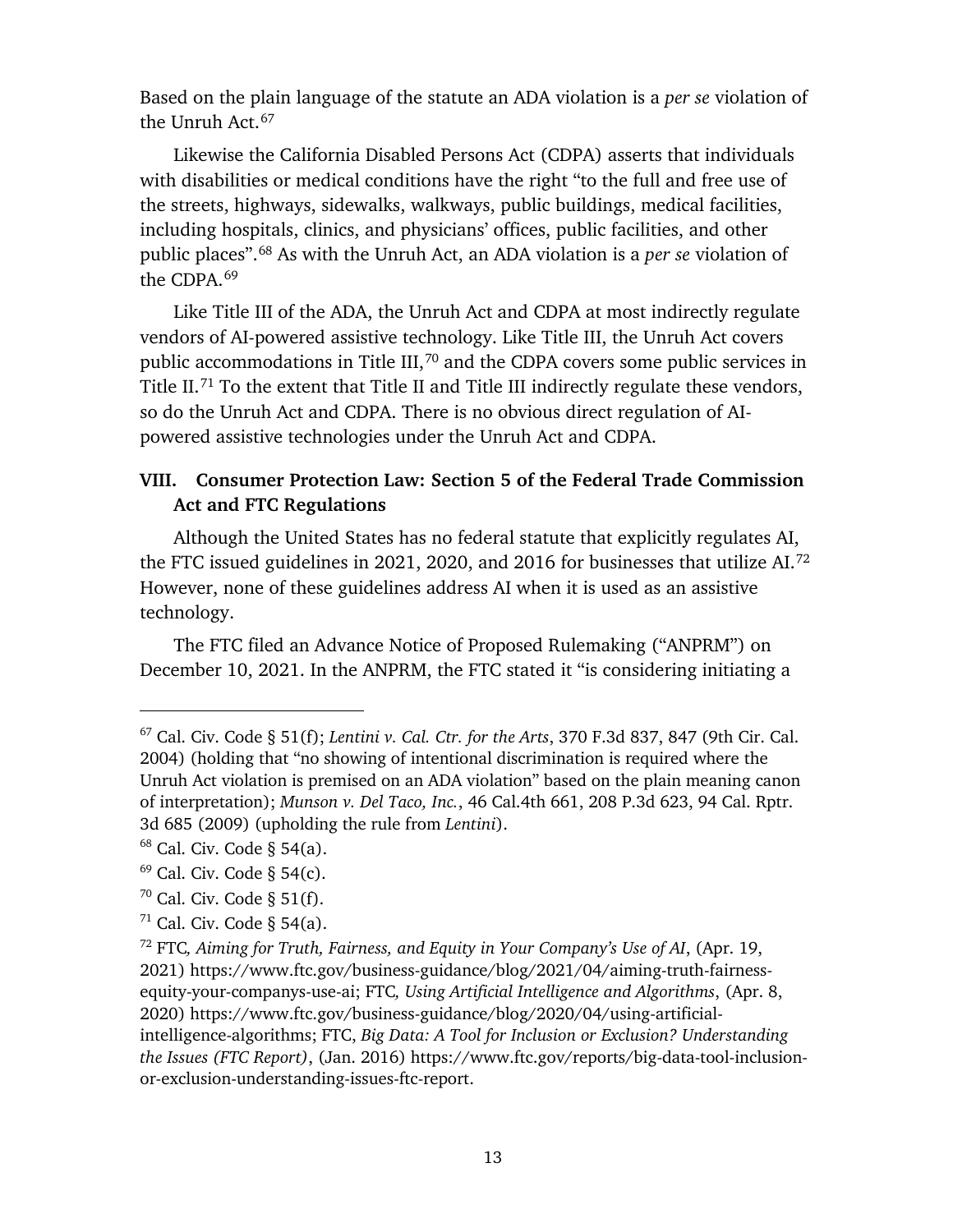Based on the plain language of the statute an ADA violation is a *per se* violation of the Unruh Act.[67]

Likewise the California Disabled Persons Act (CDPA) asserts that individuals with disabilities or medical conditions have the right "to the full and free use of the streets, highways, sidewalks, walkways, public buildings, medical facilities, including hospitals, clinics, and physicians' offices, public facilities, and other public places".[68] As with the Unruh Act, an ADA violation is a *per se* violation of the CDPA.[69]

Like Title III of the ADA, the Unruh Act and CDPA at most indirectly regulate vendors of AI-powered assistive technology. Like Title III, the Unruh Act covers public accommodations in Title III,[70] and the CDPA covers some public services in Title II.[71] To the extent that Title II and Title III indirectly regulate these vendors, so do the Unruh Act and CDPA. There is no obvious direct regulation of AI-powered assistive technologies under the Unruh Act and CDPA.

## VIII. Consumer Protection Law: Section 5 of the Federal Trade Commission Act and FTC Regulations

Although the United States has no federal statute that explicitly regulates AI, the FTC issued guidelines in 2021, 2020, and 2016 for businesses that utilize AI.[72] However, none of these guidelines address AI when it is used as an assistive technology.

The FTC filed an Advance Notice of Proposed Rulemaking ("ANPRM") on December 10, 2021. In the ANPRM, the FTC stated it "is considering initiating a

---

[67] Cal. Civ. Code § 51(f); *Lentini v. Cal. Ctr. for the Arts*, 370 F.3d 837, 847 (9th Cir. Cal. 2004) (holding that "no showing of intentional discrimination is required where the Unruh Act violation is premised on an ADA violation" based on the plain meaning canon of interpretation); *Munson v. Del Taco, Inc.*, 46 Cal.4th 661, 208 P.3d 623, 94 Cal. Rptr. 3d 685 (2009) (upholding the rule from *Lentini*).

[68] Cal. Civ. Code § 54(a).

[69] Cal. Civ. Code § 54(c).

[70] Cal. Civ. Code § 51(f).

[71] Cal. Civ. Code § 54(a).

[72] FTC*, Aiming for Truth, Fairness, and Equity in Your Company's Use of AI*, (Apr. 19, 2021) https://www.ftc.gov/business-guidance/blog/2021/04/aiming-truth-fairness-equity-your-companys-use-ai; FTC*, Using Artificial Intelligence and Algorithms*, (Apr. 8, 2020) https://www.ftc.gov/business-guidance/blog/2020/04/using-artificial-intelligence-algorithms; FTC, *Big Data: A Tool for Inclusion or Exclusion? Understanding the Issues (FTC Report)*, (Jan. 2016) https://www.ftc.gov/reports/big-data-tool-inclusion-or-exclusion-understanding-issues-ftc-report.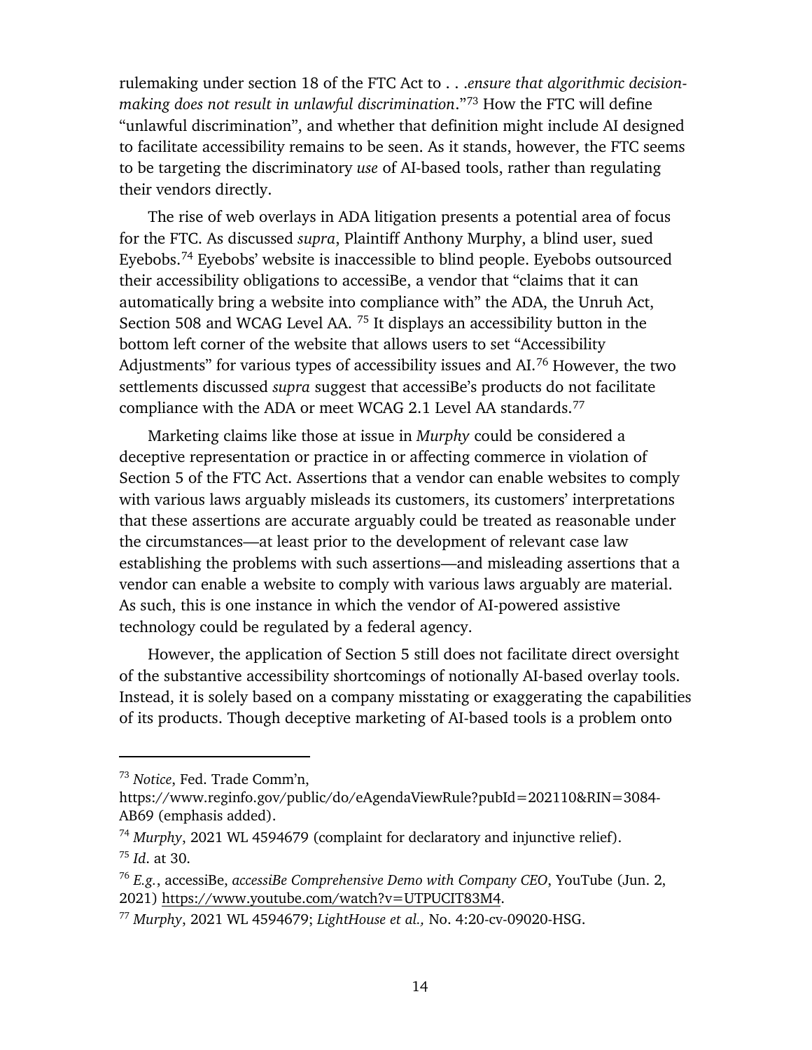rulemaking under section 18 of the FTC Act to . . .*ensure that algorithmic decision-making does not result in unlawful discrimination*."[73] How the FTC will define "unlawful discrimination", and whether that definition might include AI designed to facilitate accessibility remains to be seen. As it stands, however, the FTC seems to be targeting the discriminatory *use* of AI-based tools, rather than regulating their vendors directly.

The rise of web overlays in ADA litigation presents a potential area of focus for the FTC. As discussed *supra*, Plaintiff Anthony Murphy, a blind user, sued Eyebobs.[74] Eyebobs' website is inaccessible to blind people. Eyebobs outsourced their accessibility obligations to accessiBe, a vendor that "claims that it can automatically bring a website into compliance with" the ADA, the Unruh Act, Section 508 and WCAG Level AA. [75] It displays an accessibility button in the bottom left corner of the website that allows users to set "Accessibility Adjustments" for various types of accessibility issues and AI.[76] However, the two settlements discussed *supra* suggest that accessiBe's products do not facilitate compliance with the ADA or meet WCAG 2.1 Level AA standards.[77]

Marketing claims like those at issue in *Murphy* could be considered a deceptive representation or practice in or affecting commerce in violation of Section 5 of the FTC Act. Assertions that a vendor can enable websites to comply with various laws arguably misleads its customers, its customers' interpretations that these assertions are accurate arguably could be treated as reasonable under the circumstances—at least prior to the development of relevant case law establishing the problems with such assertions—and misleading assertions that a vendor can enable a website to comply with various laws arguably are material. As such, this is one instance in which the vendor of AI-powered assistive technology could be regulated by a federal agency.

However, the application of Section 5 still does not facilitate direct oversight of the substantive accessibility shortcomings of notionally AI-based overlay tools. Instead, it is solely based on a company misstating or exaggerating the capabilities of its products. Though deceptive marketing of AI-based tools is a problem onto

---

[73] *Notice*, Fed. Trade Comm'n, https://www.reginfo.gov/public/do/eAgendaViewRule?pubId=202110&RIN=3084-AB69 (emphasis added).

[74] *Murphy*, 2021 WL 4594679 (complaint for declaratory and injunctive relief).

[75] *Id.* at 30.

[76] *E.g.*, accessiBe, *accessiBe Comprehensive Demo with Company CEO*, YouTube (Jun. 2, 2021) https://www.youtube.com/watch?v=UTPUCIT83M4.

[77] *Murphy*, 2021 WL 4594679; *LightHouse et al.,* No. 4:20-cv-09020-HSG.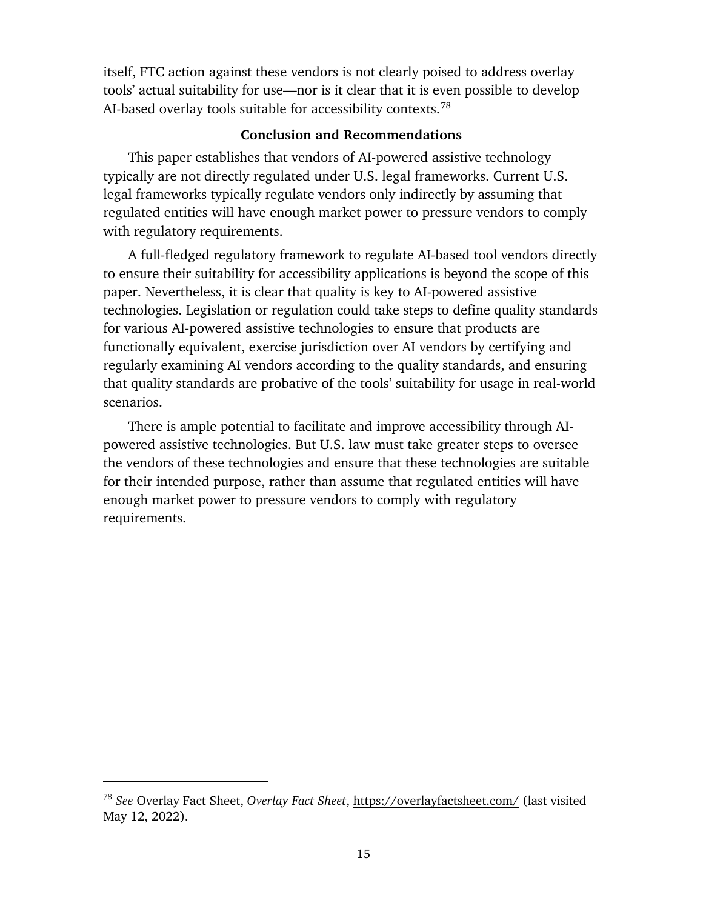itself, FTC action against these vendors is not clearly poised to address overlay tools' actual suitability for use—nor is it clear that it is even possible to develop AI-based overlay tools suitable for accessibility contexts.[78]

## Conclusion and Recommendations

This paper establishes that vendors of AI-powered assistive technology typically are not directly regulated under U.S. legal frameworks. Current U.S. legal frameworks typically regulate vendors only indirectly by assuming that regulated entities will have enough market power to pressure vendors to comply with regulatory requirements.

A full-fledged regulatory framework to regulate AI-based tool vendors directly to ensure their suitability for accessibility applications is beyond the scope of this paper. Nevertheless, it is clear that quality is key to AI-powered assistive technologies. Legislation or regulation could take steps to define quality standards for various AI-powered assistive technologies to ensure that products are functionally equivalent, exercise jurisdiction over AI vendors by certifying and regularly examining AI vendors according to the quality standards, and ensuring that quality standards are probative of the tools' suitability for usage in real-world scenarios.

There is ample potential to facilitate and improve accessibility through AI-powered assistive technologies. But U.S. law must take greater steps to oversee the vendors of these technologies and ensure that these technologies are suitable for their intended purpose, rather than assume that regulated entities will have enough market power to pressure vendors to comply with regulatory requirements.

---

[78] *See* Overlay Fact Sheet, *Overlay Fact Sheet*, https://overlayfactsheet.com/ (last visited May 12, 2022).